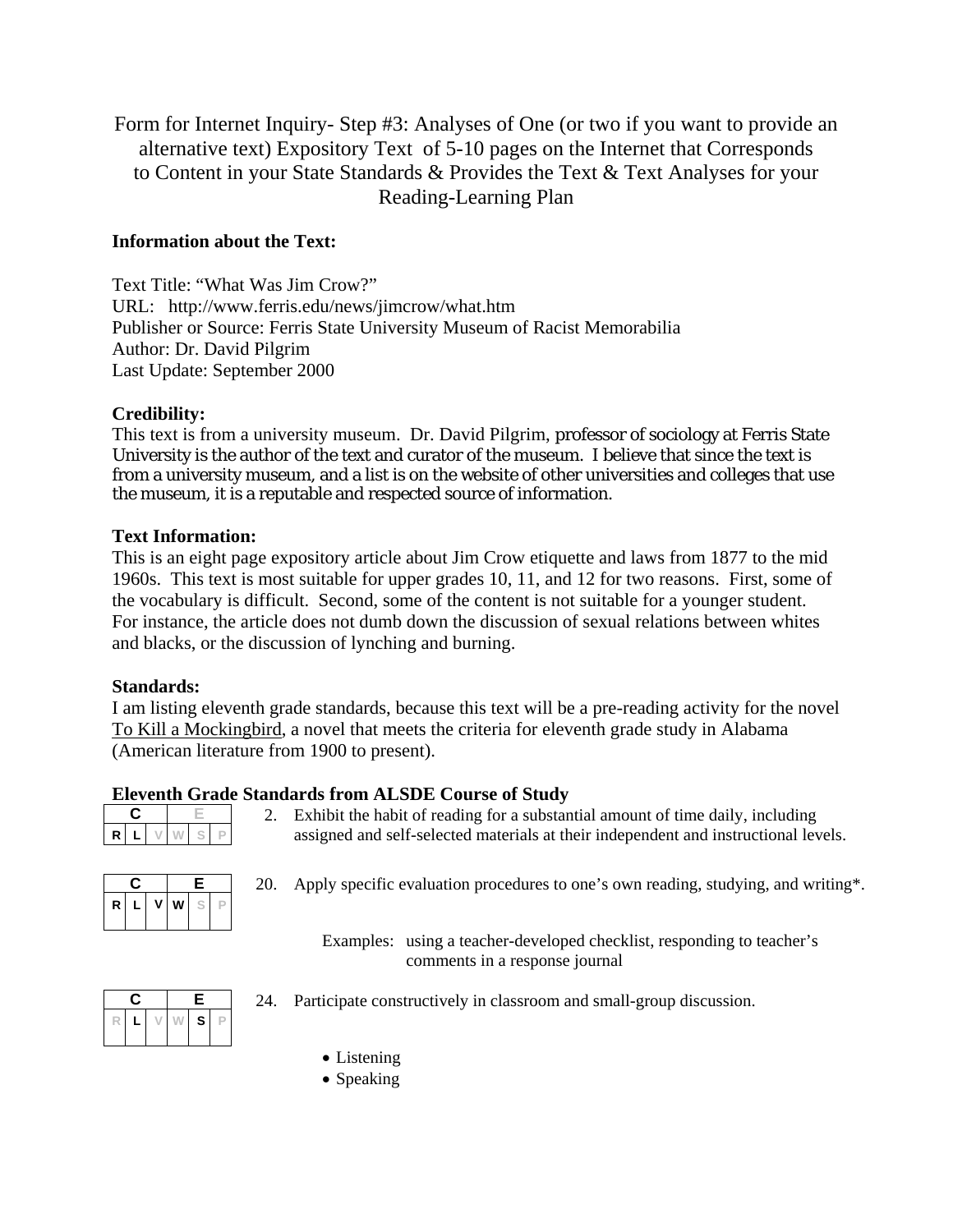# Form for Internet Inquiry- Step #3: Analyses of One (or two if you want to provide an alternative text) Expository Text of 5-10 pages on the Internet that Corresponds to Content in your State Standards & Provides the Text & Text Analyses for your Reading-Learning Plan

**Information about the Text:**

Text Title: "What Was Jim Crow?"
URL: http://www.ferris.edu/news/jimcrow/what.htm
Publisher or Source: Ferris State University Museum of Racist Memorabilia
Author: Dr. David Pilgrim
Last Update: September 2000

**Credibility:**
This text is from a university museum. Dr. David Pilgrim, professor of sociology at Ferris State University is the author of the text and curator of the museum. I believe that since the text is from a university museum, and a list is on the website of other universities and colleges that use the museum, it is a reputable and respected source of information.

**Text Information:**
This is an eight page expository article about Jim Crow etiquette and laws from 1877 to the mid 1960s. This text is most suitable for upper grades 10, 11, and 12 for two reasons. First, some of the vocabulary is difficult. Second, some of the content is not suitable for a younger student. For instance, the article does not dumb down the discussion of sexual relations between whites and blacks, or the discussion of lynching and burning.

**Standards:**
I am listing eleventh grade standards, because this text will be a pre-reading activity for the novel To Kill a Mockingbird, a novel that meets the criteria for eleventh grade study in Alabama (American literature from 1900 to present).

**Eleventh Grade Standards from ALSDE Course of Study**

| C | | | E | | |
|---|---|---|---|---|---|
| R | L | V | W | S | P |

2. Exhibit the habit of reading for a substantial amount of time daily, including assigned and self-selected materials at their independent and instructional levels.

| C | | | E | | |
|---|---|---|---|---|---|
| R | L | V | W | S | P |

20. Apply specific evaluation procedures to one's own reading, studying, and writing*.

Examples: using a teacher-developed checklist, responding to teacher's comments in a response journal

| C | | | E | | |
|---|---|---|---|---|---|
| R | L | V | W | S | P |

24. Participate constructively in classroom and small-group discussion.

- Listening
- Speaking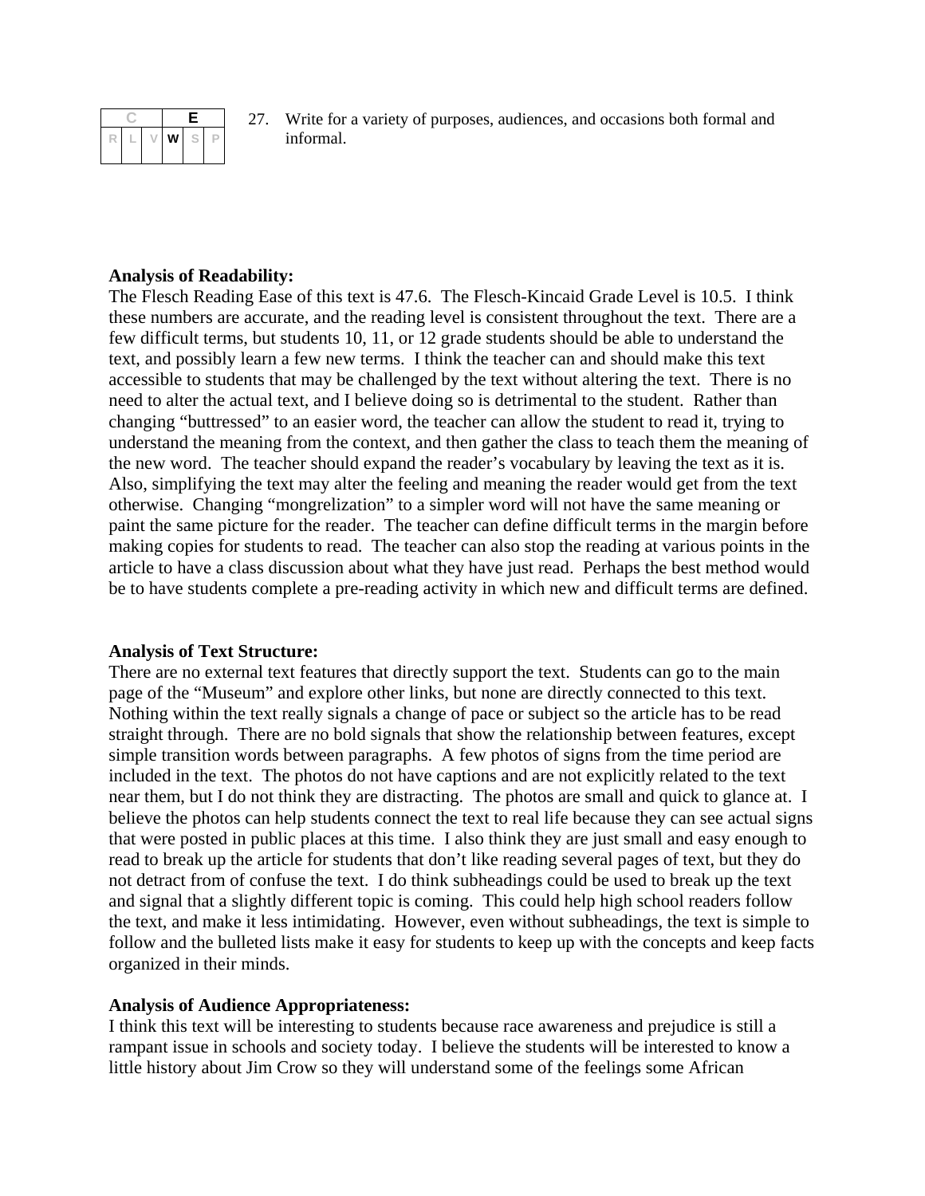| C | | | E | | |
|---|---|---|---|---|---|
| R | L | V | W | S | P |

27. Write for a variety of purposes, audiences, and occasions both formal and informal.

**Analysis of Readability:**
The Flesch Reading Ease of this text is 47.6. The Flesch-Kincaid Grade Level is 10.5. I think these numbers are accurate, and the reading level is consistent throughout the text. There are a few difficult terms, but students 10, 11, or 12 grade students should be able to understand the text, and possibly learn a few new terms. I think the teacher can and should make this text accessible to students that may be challenged by the text without altering the text. There is no need to alter the actual text, and I believe doing so is detrimental to the student. Rather than changing "buttressed" to an easier word, the teacher can allow the student to read it, trying to understand the meaning from the context, and then gather the class to teach them the meaning of the new word. The teacher should expand the reader's vocabulary by leaving the text as it is. Also, simplifying the text may alter the feeling and meaning the reader would get from the text otherwise. Changing "mongrelization" to a simpler word will not have the same meaning or paint the same picture for the reader. The teacher can define difficult terms in the margin before making copies for students to read. The teacher can also stop the reading at various points in the article to have a class discussion about what they have just read. Perhaps the best method would be to have students complete a pre-reading activity in which new and difficult terms are defined.

**Analysis of Text Structure:**
There are no external text features that directly support the text. Students can go to the main page of the "Museum" and explore other links, but none are directly connected to this text. Nothing within the text really signals a change of pace or subject so the article has to be read straight through. There are no bold signals that show the relationship between features, except simple transition words between paragraphs. A few photos of signs from the time period are included in the text. The photos do not have captions and are not explicitly related to the text near them, but I do not think they are distracting. The photos are small and quick to glance at. I believe the photos can help students connect the text to real life because they can see actual signs that were posted in public places at this time. I also think they are just small and easy enough to read to break up the article for students that don't like reading several pages of text, but they do not detract from of confuse the text. I do think subheadings could be used to break up the text and signal that a slightly different topic is coming. This could help high school readers follow the text, and make it less intimidating. However, even without subheadings, the text is simple to follow and the bulleted lists make it easy for students to keep up with the concepts and keep facts organized in their minds.

**Analysis of Audience Appropriateness:**
I think this text will be interesting to students because race awareness and prejudice is still a rampant issue in schools and society today. I believe the students will be interested to know a little history about Jim Crow so they will understand some of the feelings some African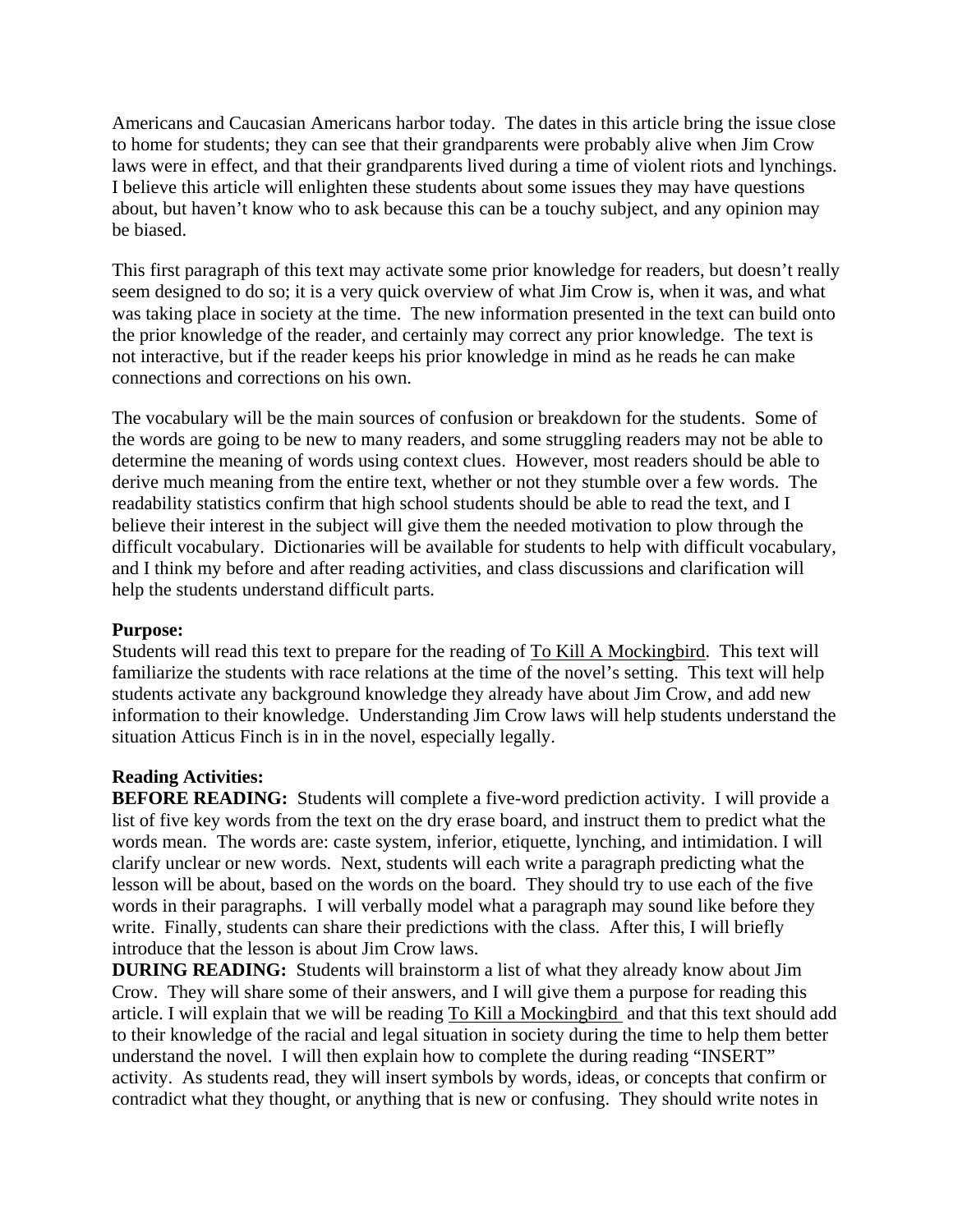Americans and Caucasian Americans harbor today. The dates in this article bring the issue close to home for students; they can see that their grandparents were probably alive when Jim Crow laws were in effect, and that their grandparents lived during a time of violent riots and lynchings. I believe this article will enlighten these students about some issues they may have questions about, but haven't know who to ask because this can be a touchy subject, and any opinion may be biased.

This first paragraph of this text may activate some prior knowledge for readers, but doesn't really seem designed to do so; it is a very quick overview of what Jim Crow is, when it was, and what was taking place in society at the time. The new information presented in the text can build onto the prior knowledge of the reader, and certainly may correct any prior knowledge. The text is not interactive, but if the reader keeps his prior knowledge in mind as he reads he can make connections and corrections on his own.

The vocabulary will be the main sources of confusion or breakdown for the students. Some of the words are going to be new to many readers, and some struggling readers may not be able to determine the meaning of words using context clues. However, most readers should be able to derive much meaning from the entire text, whether or not they stumble over a few words. The readability statistics confirm that high school students should be able to read the text, and I believe their interest in the subject will give them the needed motivation to plow through the difficult vocabulary. Dictionaries will be available for students to help with difficult vocabulary, and I think my before and after reading activities, and class discussions and clarification will help the students understand difficult parts.

**Purpose:**
Students will read this text to prepare for the reading of To Kill A Mockingbird. This text will familiarize the students with race relations at the time of the novel's setting. This text will help students activate any background knowledge they already have about Jim Crow, and add new information to their knowledge. Understanding Jim Crow laws will help students understand the situation Atticus Finch is in in the novel, especially legally.

**Reading Activities:**
**BEFORE READING:** Students will complete a five-word prediction activity. I will provide a list of five key words from the text on the dry erase board, and instruct them to predict what the words mean. The words are: caste system, inferior, etiquette, lynching, and intimidation. I will clarify unclear or new words. Next, students will each write a paragraph predicting what the lesson will be about, based on the words on the board. They should try to use each of the five words in their paragraphs. I will verbally model what a paragraph may sound like before they write. Finally, students can share their predictions with the class. After this, I will briefly introduce that the lesson is about Jim Crow laws.
**DURING READING:** Students will brainstorm a list of what they already know about Jim Crow. They will share some of their answers, and I will give them a purpose for reading this article. I will explain that we will be reading To Kill a Mockingbird and that this text should add to their knowledge of the racial and legal situation in society during the time to help them better understand the novel. I will then explain how to complete the during reading "INSERT" activity. As students read, they will insert symbols by words, ideas, or concepts that confirm or contradict what they thought, or anything that is new or confusing. They should write notes in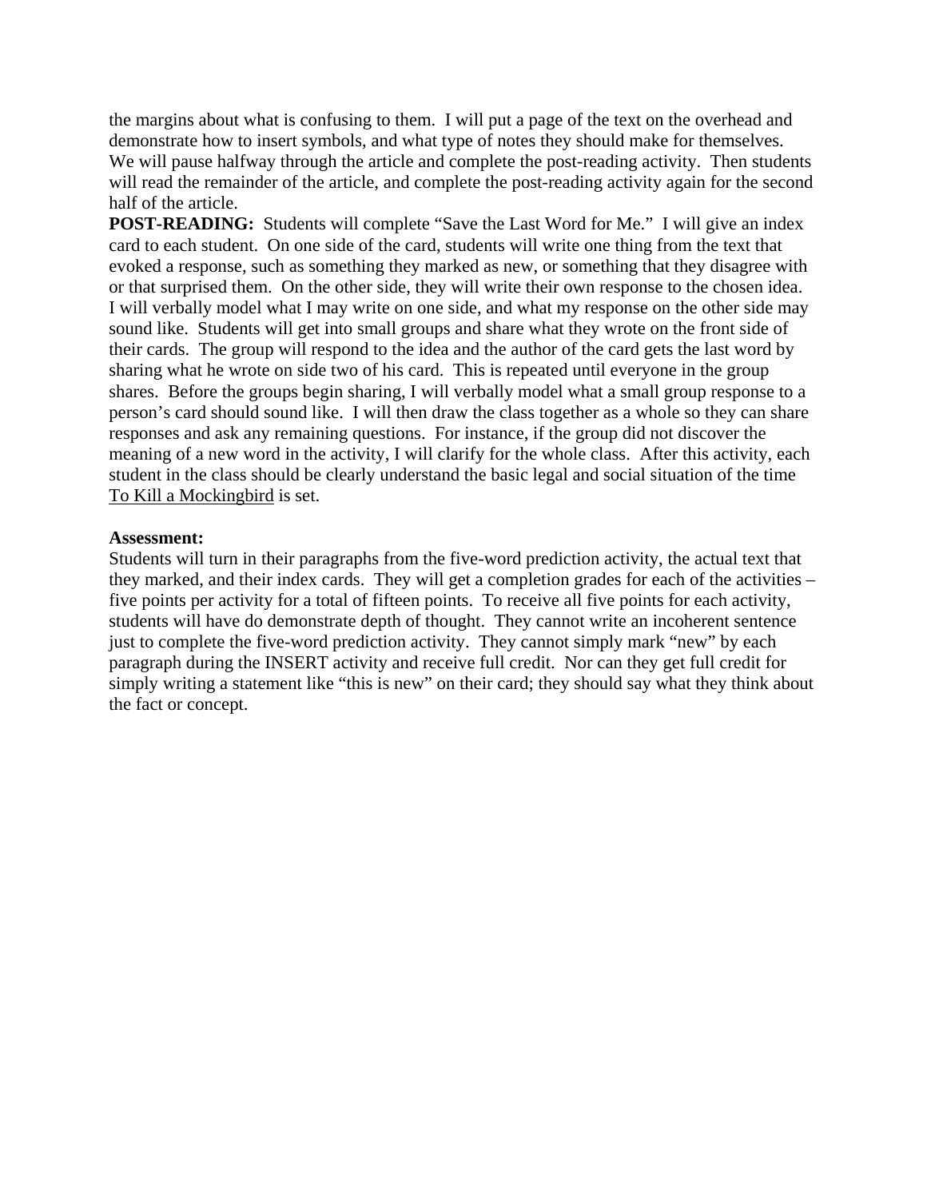the margins about what is confusing to them. I will put a page of the text on the overhead and demonstrate how to insert symbols, and what type of notes they should make for themselves. We will pause halfway through the article and complete the post-reading activity. Then students will read the remainder of the article, and complete the post-reading activity again for the second half of the article.

**POST-READING:** Students will complete "Save the Last Word for Me." I will give an index card to each student. On one side of the card, students will write one thing from the text that evoked a response, such as something they marked as new, or something that they disagree with or that surprised them. On the other side, they will write their own response to the chosen idea. I will verbally model what I may write on one side, and what my response on the other side may sound like. Students will get into small groups and share what they wrote on the front side of their cards. The group will respond to the idea and the author of the card gets the last word by sharing what he wrote on side two of his card. This is repeated until everyone in the group shares. Before the groups begin sharing, I will verbally model what a small group response to a person's card should sound like. I will then draw the class together as a whole so they can share responses and ask any remaining questions. For instance, if the group did not discover the meaning of a new word in the activity, I will clarify for the whole class. After this activity, each student in the class should be clearly understand the basic legal and social situation of the time <u>To Kill a Mockingbird</u> is set.

**Assessment:**

Students will turn in their paragraphs from the five-word prediction activity, the actual text that they marked, and their index cards. They will get a completion grades for each of the activities – five points per activity for a total of fifteen points. To receive all five points for each activity, students will have do demonstrate depth of thought. They cannot write an incoherent sentence just to complete the five-word prediction activity. They cannot simply mark "new" by each paragraph during the INSERT activity and receive full credit. Nor can they get full credit for simply writing a statement like "this is new" on their card; they should say what they think about the fact or concept.